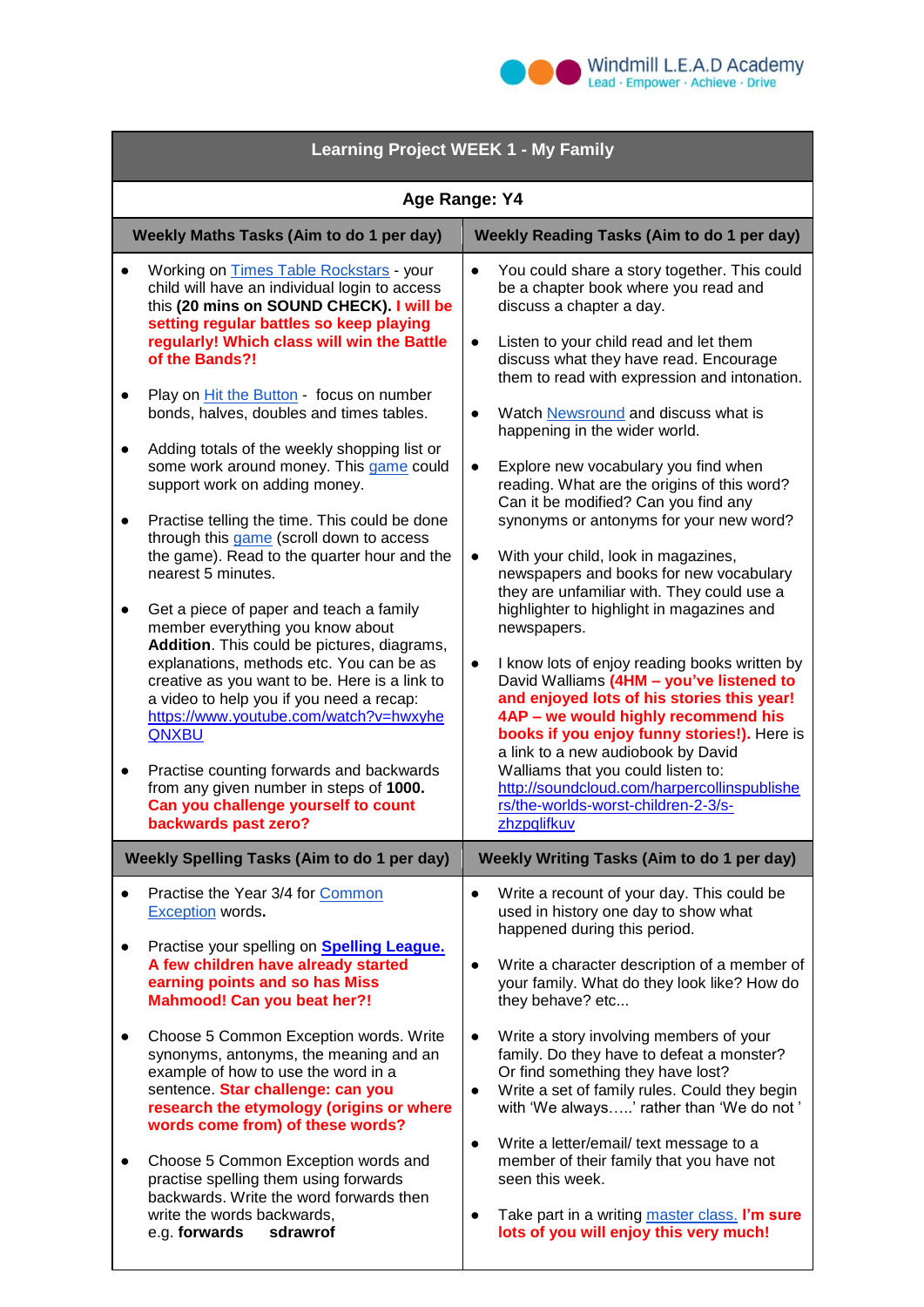Windmill L.E.A.D Academy
Lead · Empower · Achieve · Drive

# Learning Project WEEK 1 - My Family

**Age Range: Y4**

## Weekly Maths Tasks (Aim to do 1 per day)

- Working on Times Table Rockstars - your child will have an individual login to access this **(20 mins on SOUND CHECK). I will be setting regular battles so keep playing regularly! Which class will win the Battle of the Bands?!**
- Play on Hit the Button - focus on number bonds, halves, doubles and times tables.
- Adding totals of the weekly shopping list or some work around money. This game could support work on adding money.
- Practise telling the time. This could be done through this game (scroll down to access the game). Read to the quarter hour and the nearest 5 minutes.
- Get a piece of paper and teach a family member everything you know about **Addition**. This could be pictures, diagrams, explanations, methods etc. You can be as creative as you want to be. Here is a link to a video to help you if you need a recap: https://www.youtube.com/watch?v=hwxyheQNXBU
- Practise counting forwards and backwards from any given number in steps of **1000. Can you challenge yourself to count backwards past zero?**

## Weekly Reading Tasks (Aim to do 1 per day)

- You could share a story together. This could be a chapter book where you read and discuss a chapter a day.
- Listen to your child read and let them discuss what they have read. Encourage them to read with expression and intonation.
- Watch Newsround and discuss what is happening in the wider world.
- Explore new vocabulary you find when reading. What are the origins of this word? Can it be modified? Can you find any synonyms or antonyms for your new word?
- With your child, look in magazines, newspapers and books for new vocabulary they are unfamiliar with. They could use a highlighter to highlight in magazines and newspapers.
- I know lots of enjoy reading books written by David Walliams **(4HM – you've listened to and enjoyed lots of his stories this year! 4AP – we would highly recommend his books if you enjoy funny stories!).** Here is a link to a new audiobook by David Walliams that you could listen to: http://soundcloud.com/harpercollinspublishers/the-worlds-worst-children-2-3/s-zhzpqlifkuv

## Weekly Spelling Tasks (Aim to do 1 per day)

- Practise the Year 3/4 for Common Exception words**.**
- Practise your spelling on **Spelling League. A few children have already started earning points and so has Miss Mahmood! Can you beat her?!**
- Choose 5 Common Exception words. Write synonyms, antonyms, the meaning and an example of how to use the word in a sentence. **Star challenge: can you research the etymology (origins or where words come from) of these words?**
- Choose 5 Common Exception words and practise spelling them using forwards backwards. Write the word forwards then write the words backwards, e.g. **forwards sdrawrof**

## Weekly Writing Tasks (Aim to do 1 per day)

- Write a recount of your day. This could be used in history one day to show what happened during this period.
- Write a character description of a member of your family. What do they look like? How do they behave? etc...
- Write a story involving members of your family. Do they have to defeat a monster? Or find something they have lost?
- Write a set of family rules. Could they begin with 'We always…..' rather than 'We do not '
- Write a letter/email/ text message to a member of their family that you have not seen this week.
- Take part in a writing master class. **I'm sure lots of you will enjoy this very much!**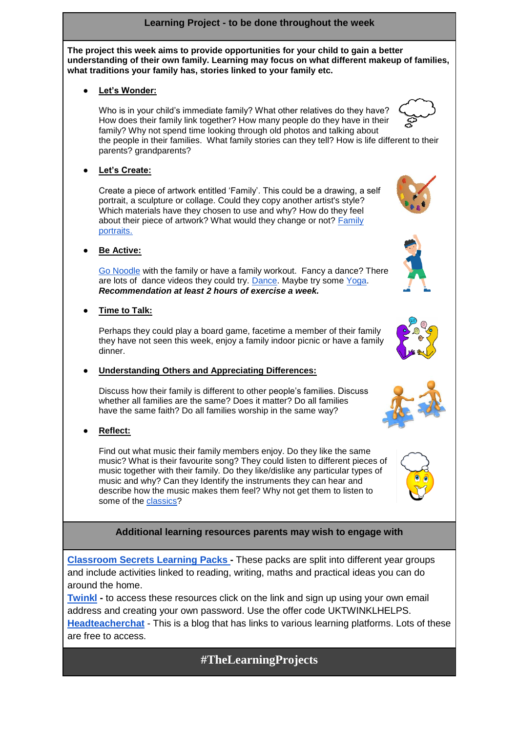## Learning Project - to be done throughout the week

**The project this week aims to provide opportunities for your child to gain a better understanding of their own family. Learning may focus on what different makeup of families, what traditions your family has, stories linked to your family etc.**

- **Let's Wonder:**

  Who is in your child's immediate family? What other relatives do they have? How does their family link together? How many people do they have in their family? Why not spend time looking through old photos and talking about the people in their families. What family stories can they tell? How is life different to their parents? grandparents?

- **Let's Create:**

  Create a piece of artwork entitled 'Family'. This could be a drawing, a self portrait, a sculpture or collage. Could they copy another artist's style? Which materials have they chosen to use and why? How do they feel about their piece of artwork? What would they change or not? Family portraits.

- **Be Active:**

  Go Noodle with the family or have a family workout. Fancy a dance? There are lots of dance videos they could try. Dance. Maybe try some Yoga. ***Recommendation at least 2 hours of exercise a week.***

- **Time to Talk:**

  Perhaps they could play a board game, facetime a member of their family they have not seen this week, enjoy a family indoor picnic or have a family dinner.

- **Understanding Others and Appreciating Differences:**

  Discuss how their family is different to other people's families. Discuss whether all families are the same? Does it matter? Do all families have the same faith? Do all families worship in the same way?

- **Reflect:**

  Find out what music their family members enjoy. Do they like the same music? What is their favourite song? They could listen to different pieces of music together with their family. Do they like/dislike any particular types of music and why? Can they Identify the instruments they can hear and describe how the music makes them feel? Why not get them to listen to some of the classics?

## Additional learning resources parents may wish to engage with

**Classroom Secrets Learning Packs -** These packs are split into different year groups and include activities linked to reading, writing, maths and practical ideas you can do around the home.
**Twinkl -** to access these resources click on the link and sign up using your own email address and creating your own password. Use the offer code UKTWINKLHELPS.
**Headteacherchat** - This is a blog that has links to various learning platforms. Lots of these are free to access.

**#TheLearningProjects**